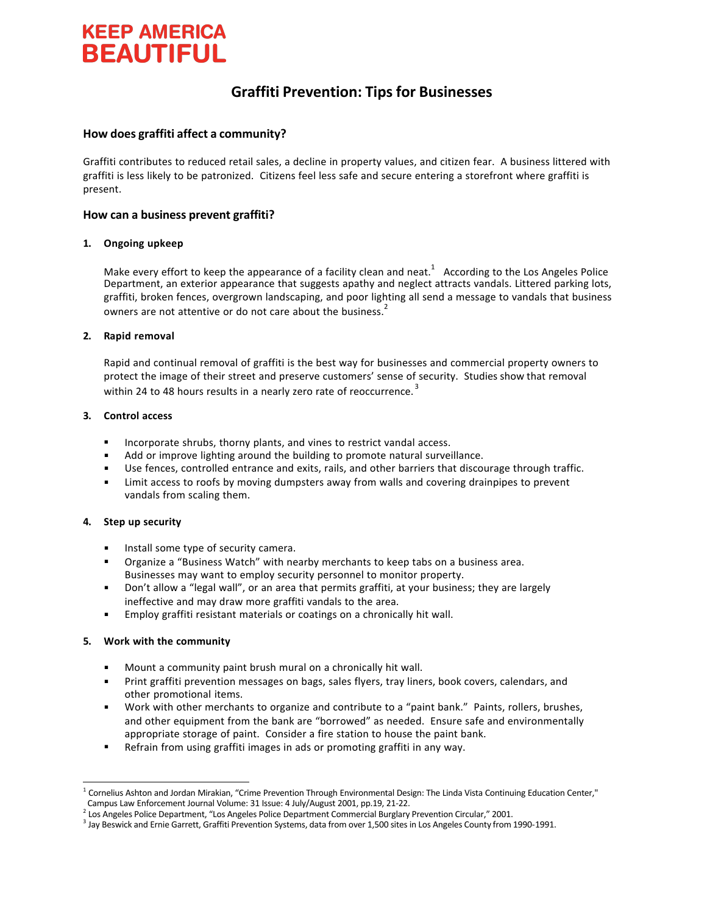KEEP AMERICA
BEAUTIFUL

# Graffiti Prevention: Tips for Businesses

## How does graffiti affect a community?

Graffiti contributes to reduced retail sales, a decline in property values, and citizen fear. A business littered with graffiti is less likely to be patronized. Citizens feel less safe and secure entering a storefront where graffiti is present.

## How can a business prevent graffiti?

### 1. Ongoing upkeep

Make every effort to keep the appearance of a facility clean and neat.[1] According to the Los Angeles Police Department, an exterior appearance that suggests apathy and neglect attracts vandals. Littered parking lots, graffiti, broken fences, overgrown landscaping, and poor lighting all send a message to vandals that business owners are not attentive or do not care about the business.[2]

### 2. Rapid removal

Rapid and continual removal of graffiti is the best way for businesses and commercial property owners to protect the image of their street and preserve customers' sense of security. Studies show that removal within 24 to 48 hours results in a nearly zero rate of reoccurrence.[3]

### 3. Control access

- Incorporate shrubs, thorny plants, and vines to restrict vandal access.
- Add or improve lighting around the building to promote natural surveillance.
- Use fences, controlled entrance and exits, rails, and other barriers that discourage through traffic.
- Limit access to roofs by moving dumpsters away from walls and covering drainpipes to prevent vandals from scaling them.

### 4. Step up security

- Install some type of security camera.
- Organize a "Business Watch" with nearby merchants to keep tabs on a business area. Businesses may want to employ security personnel to monitor property.
- Don't allow a "legal wall", or an area that permits graffiti, at your business; they are largely ineffective and may draw more graffiti vandals to the area.
- Employ graffiti resistant materials or coatings on a chronically hit wall.

### 5. Work with the community

- Mount a community paint brush mural on a chronically hit wall.
- Print graffiti prevention messages on bags, sales flyers, tray liners, book covers, calendars, and other promotional items.
- Work with other merchants to organize and contribute to a "paint bank." Paints, rollers, brushes, and other equipment from the bank are "borrowed" as needed. Ensure safe and environmentally appropriate storage of paint. Consider a fire station to house the paint bank.
- Refrain from using graffiti images in ads or promoting graffiti in any way.

---

[1] Cornelius Ashton and Jordan Mirakian, "Crime Prevention Through Environmental Design: The Linda Vista Continuing Education Center," Campus Law Enforcement Journal Volume: 31 Issue: 4 July/August 2001, pp.19, 21-22.

[2] Los Angeles Police Department, "Los Angeles Police Department Commercial Burglary Prevention Circular," 2001.

[3] Jay Beswick and Ernie Garrett, Graffiti Prevention Systems, data from over 1,500 sites in Los Angeles County from 1990-1991.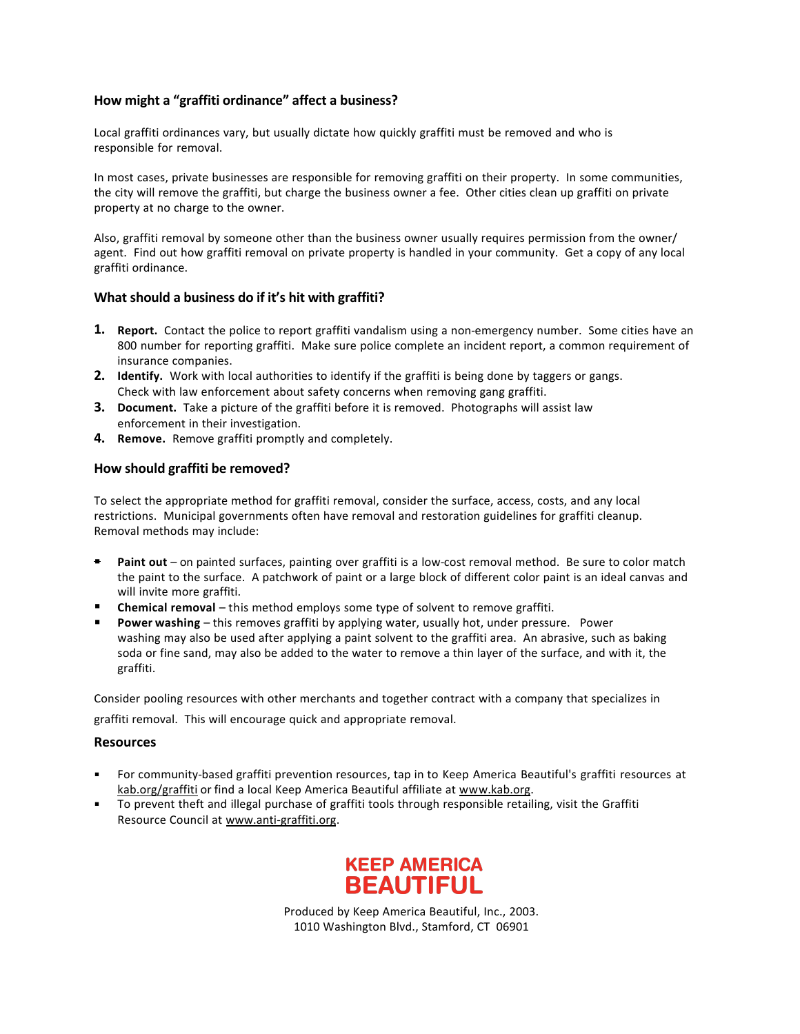### How might a "graffiti ordinance" affect a business?

Local graffiti ordinances vary, but usually dictate how quickly graffiti must be removed and who is responsible for removal.

In most cases, private businesses are responsible for removing graffiti on their property. In some communities, the city will remove the graffiti, but charge the business owner a fee. Other cities clean up graffiti on private property at no charge to the owner.

Also, graffiti removal by someone other than the business owner usually requires permission from the owner/agent. Find out how graffiti removal on private property is handled in your community. Get a copy of any local graffiti ordinance.

### What should a business do if it's hit with graffiti?

1. **Report.** Contact the police to report graffiti vandalism using a non-emergency number. Some cities have an 800 number for reporting graffiti. Make sure police complete an incident report, a common requirement of insurance companies.
2. **Identify.** Work with local authorities to identify if the graffiti is being done by taggers or gangs. Check with law enforcement about safety concerns when removing gang graffiti.
3. **Document.** Take a picture of the graffiti before it is removed. Photographs will assist law enforcement in their investigation.
4. **Remove.** Remove graffiti promptly and completely.

### How should graffiti be removed?

To select the appropriate method for graffiti removal, consider the surface, access, costs, and any local restrictions. Municipal governments often have removal and restoration guidelines for graffiti cleanup. Removal methods may include:

- **Paint out** – on painted surfaces, painting over graffiti is a low-cost removal method. Be sure to color match the paint to the surface. A patchwork of paint or a large block of different color paint is an ideal canvas and will invite more graffiti.
- **Chemical removal** – this method employs some type of solvent to remove graffiti.
- **Power washing** – this removes graffiti by applying water, usually hot, under pressure. Power washing may also be used after applying a paint solvent to the graffiti area. An abrasive, such as baking soda or fine sand, may also be added to the water to remove a thin layer of the surface, and with it, the graffiti.

Consider pooling resources with other merchants and together contract with a company that specializes in graffiti removal. This will encourage quick and appropriate removal.

### Resources

- For community-based graffiti prevention resources, tap in to Keep America Beautiful's graffiti resources at kab.org/graffiti or find a local Keep America Beautiful affiliate at www.kab.org.
- To prevent theft and illegal purchase of graffiti tools through responsible retailing, visit the Graffiti Resource Council at www.anti-graffiti.org.

KEEP AMERICA BEAUTIFUL

Produced by Keep America Beautiful, Inc., 2003.
1010 Washington Blvd., Stamford, CT 06901